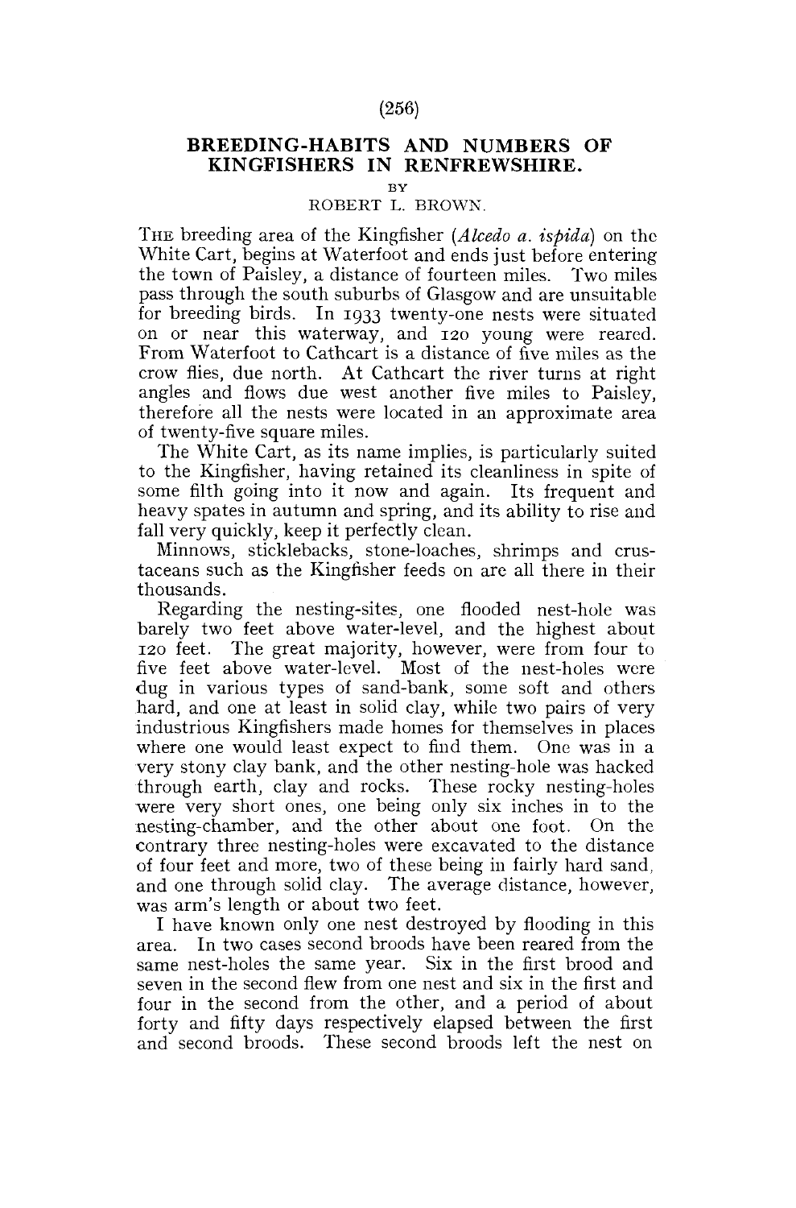# BREEDING-HABITS AND NUMBERS OF KINGFISHERS IN RENFREWSHIRE.

BY

ROBERT L. BROWN.

THE breeding area of the Kingfisher (*Alcedo a. ispida*) on the White Cart, begins at Waterfoot and ends just before entering the town of Paisley, a distance of fourteen miles. Two miles pass through the south suburbs of Glasgow and are unsuitable for breeding birds. In 1933 twenty-one nests were situated on or near this waterway, and 120 young were reared. From Waterfoot to Cathcart is a distance of five miles as the crow flies, due north. At Cathcart the river turns at right angles and flows due west another five miles to Paisley, therefore all the nests were located in an approximate area of twenty-five square miles.

The White Cart, as its name implies, is particularly suited to the Kingfisher, having retained its cleanliness in spite of some filth going into it now and again. Its frequent and heavy spates in autumn and spring, and its ability to rise and fall very quickly, keep it perfectly clean.

Minnows, sticklebacks, stone-loaches, shrimps and crustaceans such as the Kingfisher feeds on are all there in their thousands.

Regarding the nesting-sites, one flooded nest-hole was barely two feet above water-level, and the highest about 120 feet. The great majority, however, were from four to five feet above water-level. Most of the nest-holes were dug in various types of sand-bank, some soft and others hard, and one at least in solid clay, while two pairs of very industrious Kingfishers made homes for themselves in places where one would least expect to find them. One was in a very stony clay bank, and the other nesting-hole was hacked through earth, clay and rocks. These rocky nesting-holes were very short ones, one being only six inches in to the nesting-chamber, and the other about one foot. On the contrary three nesting-holes were excavated to the distance of four feet and more, two of these being in fairly hard sand, and one through solid clay. The average distance, however, was arm's length or about two feet.

I have known only one nest destroyed by flooding in this area. In two cases second broods have been reared from the same nest-holes the same year. Six in the first brood and seven in the second flew from one nest and six in the first and four in the second from the other, and a period of about forty and fifty days respectively elapsed between the first and second broods. These second broods left the nest on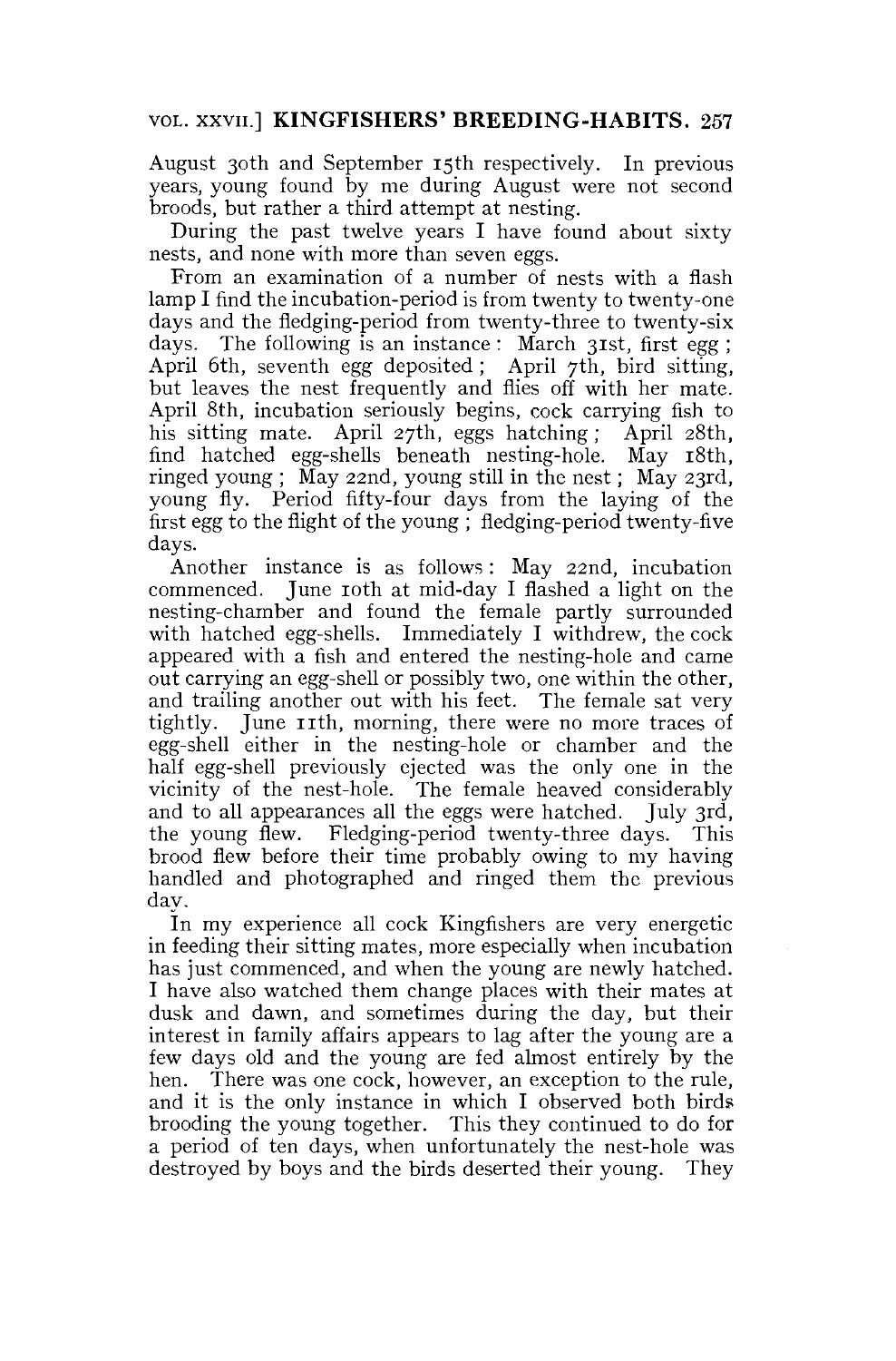August 30th and September 15th respectively. In previous years, young found by me during August were not second broods, but rather a third attempt at nesting.

During the past twelve years I have found about sixty nests, and none with more than seven eggs.

From an examination of a number of nests with a flash lamp I find the incubation-period is from twenty to twenty-one days and the fledging-period from twenty-three to twenty-six days. The following is an instance: March 31st, first egg; April 6th, seventh egg deposited; April 7th, bird sitting, but leaves the nest frequently and flies off with her mate. April 8th, incubation seriously begins, cock carrying fish to his sitting mate. April 27th, eggs hatching; April 28th, find hatched egg-shells beneath nesting-hole. May 18th, ringed young; May 22nd, young still in the nest; May 23rd, young fly. Period fifty-four days from the laying of the first egg to the flight of the young; fledging-period twenty-five days.

Another instance is as follows: May 22nd, incubation commenced. June 10th at mid-day I flashed a light on the nesting-chamber and found the female partly surrounded with hatched egg-shells. Immediately I withdrew, the cock appeared with a fish and entered the nesting-hole and came out carrying an egg-shell or possibly two, one within the other, and trailing another out with his feet. The female sat very tightly. June 11th, morning, there were no more traces of egg-shell either in the nesting-hole or chamber and the half egg-shell previously ejected was the only one in the vicinity of the nest-hole. The female heaved considerably and to all appearances all the eggs were hatched. July 3rd, the young flew. Fledging-period twenty-three days. This brood flew before their time probably owing to my having handled and photographed and ringed them the previous day.

In my experience all cock Kingfishers are very energetic in feeding their sitting mates, more especially when incubation has just commenced, and when the young are newly hatched. I have also watched them change places with their mates at dusk and dawn, and sometimes during the day, but their interest in family affairs appears to lag after the young are a few days old and the young are fed almost entirely by the hen. There was one cock, however, an exception to the rule, and it is the only instance in which I observed both birds brooding the young together. This they continued to do for a period of ten days, when unfortunately the nest-hole was destroyed by boys and the birds deserted their young. They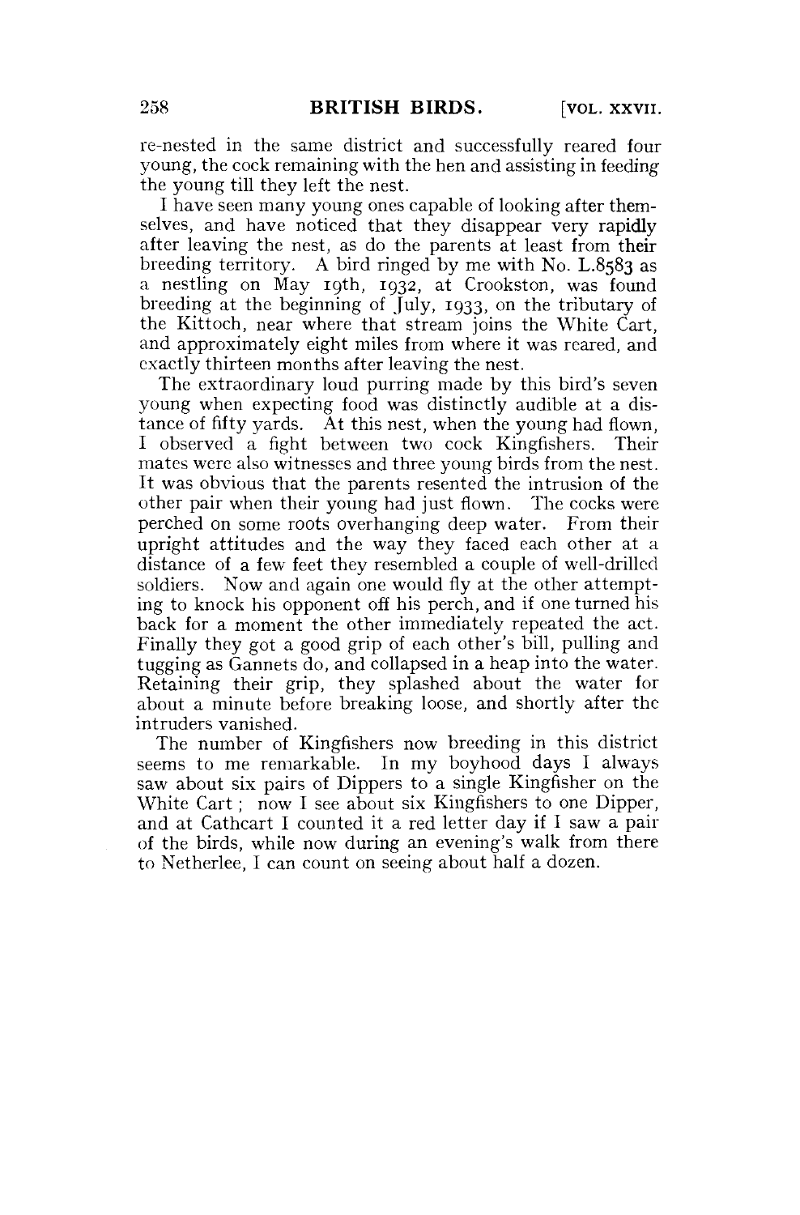re-nested in the same district and successfully reared four young, the cock remaining with the hen and assisting in feeding the young till they left the nest.

I have seen many young ones capable of looking after themselves, and have noticed that they disappear very rapidly after leaving the nest, as do the parents at least from their breeding territory. A bird ringed by me with No. L.8583 as a nestling on May 19th, 1932, at Crookston, was found breeding at the beginning of July, 1933, on the tributary of the Kittoch, near where that stream joins the White Cart, and approximately eight miles from where it was reared, and exactly thirteen months after leaving the nest.

The extraordinary loud purring made by this bird's seven young when expecting food was distinctly audible at a distance of fifty yards. At this nest, when the young had flown, I observed a fight between two cock Kingfishers. Their mates were also witnesses and three young birds from the nest. It was obvious that the parents resented the intrusion of the other pair when their young had just flown. The cocks were perched on some roots overhanging deep water. From their upright attitudes and the way they faced each other at a distance of a few feet they resembled a couple of well-drilled soldiers. Now and again one would fly at the other attempting to knock his opponent off his perch, and if one turned his back for a moment the other immediately repeated the act. Finally they got a good grip of each other's bill, pulling and tugging as Gannets do, and collapsed in a heap into the water. Retaining their grip, they splashed about the water for about a minute before breaking loose, and shortly after the intruders vanished.

The number of Kingfishers now breeding in this district seems to me remarkable. In my boyhood days I always saw about six pairs of Dippers to a single Kingfisher on the White Cart ; now I see about six Kingfishers to one Dipper, and at Cathcart I counted it a red letter day if I saw a pair of the birds, while now during an evening's walk from there to Netherlee, I can count on seeing about half a dozen.